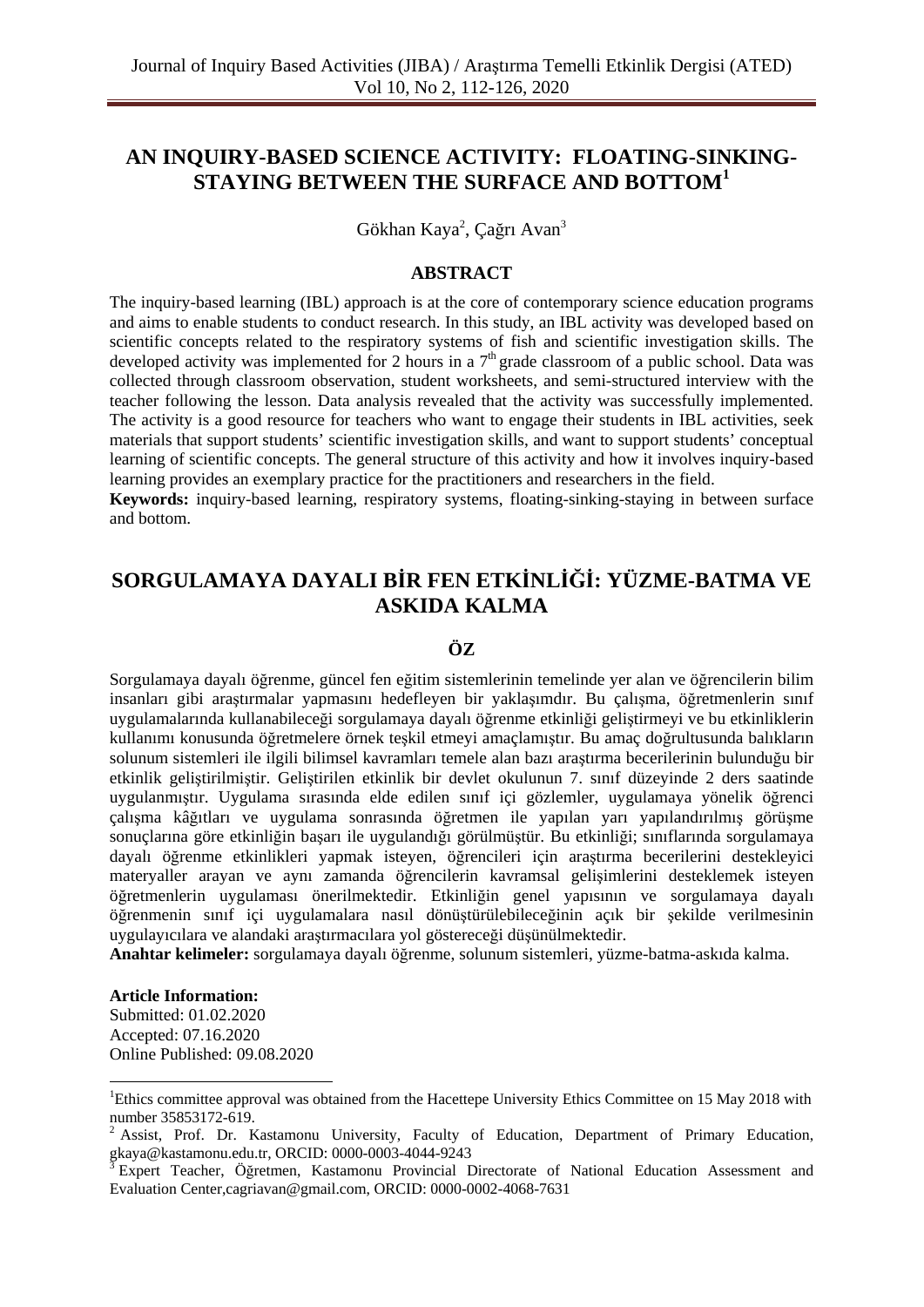# AN INQUIRY-BASED SCIENCE ACTIVITY: FLOATING-SINKING-STAYING BETWEEN THE SURFACE AND BOTTOM[1]

Gökhan Kaya[2], Çağrı Avan[3]

## ABSTRACT

The inquiry-based learning (IBL) approach is at the core of contemporary science education programs and aims to enable students to conduct research. In this study, an IBL activity was developed based on scientific concepts related to the respiratory systems of fish and scientific investigation skills. The developed activity was implemented for 2 hours in a 7th grade classroom of a public school. Data was collected through classroom observation, student worksheets, and semi-structured interview with the teacher following the lesson. Data analysis revealed that the activity was successfully implemented. The activity is a good resource for teachers who want to engage their students in IBL activities, seek materials that support students' scientific investigation skills, and want to support students' conceptual learning of scientific concepts. The general structure of this activity and how it involves inquiry-based learning provides an exemplary practice for the practitioners and researchers in the field.

**Keywords:** inquiry-based learning, respiratory systems, floating-sinking-staying in between surface and bottom.

# SORGULAMAYA DAYALI BİR FEN ETKİNLİĞİ: YÜZME-BATMA VE ASKIDA KALMA

## ÖZ

Sorgulamaya dayalı öğrenme, güncel fen eğitim sistemlerinin temelinde yer alan ve öğrencilerin bilim insanları gibi araştırmalar yapmasını hedefleyen bir yaklaşımdır. Bu çalışma, öğretmenlerin sınıf uygulamalarında kullanabileceği sorgulamaya dayalı öğrenme etkinliği geliştirmeyi ve bu etkinliklerin kullanımı konusunda öğretmenlere örnek teşkil etmeyi amaçlamıştır. Bu amaç doğrultusunda balıkların solunum sistemleri ile ilgili bilimsel kavramları temele alan bazı araştırma becerilerinin bulunduğu bir etkinlik geliştirilmiştir. Geliştirilen etkinlik bir devlet okulunun 7. sınıf düzeyinde 2 ders saatinde uygulanmıştır. Uygulama sırasında elde edilen sınıf içi gözlemler, uygulamaya yönelik öğrenci çalışma kâğıtları ve uygulama sonrasında öğretmen ile yapılan yarı yapılandırılmış görüşme sonuçlarına göre etkinliğin başarı ile uygulandığı görülmüştür. Bu etkinliği; sınıflarında sorgulamaya dayalı öğrenme etkinlikleri yapmak isteyen, öğrencileri için araştırma becerilerini destekleyici materyaller arayan ve aynı zamanda öğrencilerin kavramsal gelişimlerini desteklemek isteyen öğretmenlerin uygulaması önerilmektedir. Etkinliğin genel yapısının ve sorgulamaya dayalı öğrenmenin sınıf içi uygulamalara nasıl dönüştürülebileceğinin açık bir şekilde verilmesinin uygulayıcılara ve alandaki araştırmacılara yol göstereceği düşünülmektedir.

**Anahtar kelimeler:** sorgulamaya dayalı öğrenme, solunum sistemleri, yüzme-batma-askıda kalma.

**Article Information:**
Submitted: 01.02.2020
Accepted: 07.16.2020
Online Published: 09.08.2020

---

[1] Ethics committee approval was obtained from the Hacettepe University Ethics Committee on 15 May 2018 with number 35853172-619.

[2] Assist, Prof. Dr. Kastamonu University, Faculty of Education, Department of Primary Education, gkaya@kastamonu.edu.tr, ORCID: 0000-0003-4044-9243

[3] Expert Teacher, Öğretmen, Kastamonu Provincial Directorate of National Education Assessment and Evaluation Center,cagriavan@gmail.com, ORCID: 0000-0002-4068-7631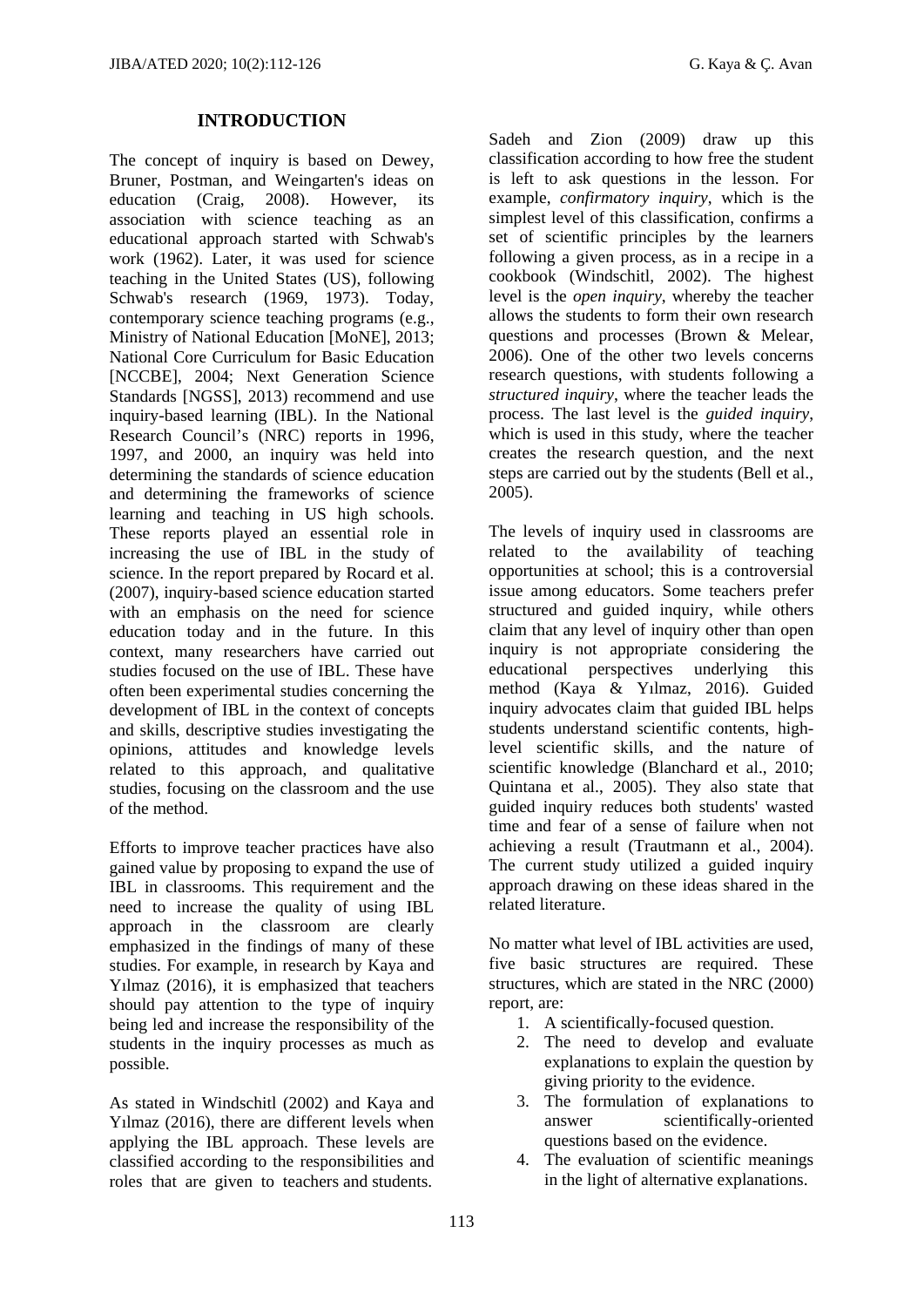## INTRODUCTION

The concept of inquiry is based on Dewey, Bruner, Postman, and Weingarten's ideas on education (Craig, 2008). However, its association with science teaching as an educational approach started with Schwab's work (1962). Later, it was used for science teaching in the United States (US), following Schwab's research (1969, 1973). Today, contemporary science teaching programs (e.g., Ministry of National Education [MoNE], 2013; National Core Curriculum for Basic Education [NCCBE], 2004; Next Generation Science Standards [NGSS], 2013) recommend and use inquiry-based learning (IBL). In the National Research Council's (NRC) reports in 1996, 1997, and 2000, an inquiry was held into determining the standards of science education and determining the frameworks of science learning and teaching in US high schools. These reports played an essential role in increasing the use of IBL in the study of science. In the report prepared by Rocard et al. (2007), inquiry-based science education started with an emphasis on the need for science education today and in the future. In this context, many researchers have carried out studies focused on the use of IBL. These have often been experimental studies concerning the development of IBL in the context of concepts and skills, descriptive studies investigating the opinions, attitudes and knowledge levels related to this approach, and qualitative studies, focusing on the classroom and the use of the method.

Efforts to improve teacher practices have also gained value by proposing to expand the use of IBL in classrooms. This requirement and the need to increase the quality of using IBL approach in the classroom are clearly emphasized in the findings of many of these studies. For example, in research by Kaya and Yılmaz (2016), it is emphasized that teachers should pay attention to the type of inquiry being led and increase the responsibility of the students in the inquiry processes as much as possible.

As stated in Windschitl (2002) and Kaya and Yılmaz (2016), there are different levels when applying the IBL approach. These levels are classified according to the responsibilities and roles that are given to teachers and students. Sadeh and Zion (2009) draw up this classification according to how free the student is left to ask questions in the lesson. For example, *confirmatory inquiry*, which is the simplest level of this classification, confirms a set of scientific principles by the learners following a given process, as in a recipe in a cookbook (Windschitl, 2002). The highest level is the *open inquiry*, whereby the teacher allows the students to form their own research questions and processes (Brown & Melear, 2006). One of the other two levels concerns research questions, with students following a *structured inquiry*, where the teacher leads the process. The last level is the *guided inquiry*, which is used in this study, where the teacher creates the research question, and the next steps are carried out by the students (Bell et al., 2005).

The levels of inquiry used in classrooms are related to the availability of teaching opportunities at school; this is a controversial issue among educators. Some teachers prefer structured and guided inquiry, while others claim that any level of inquiry other than open inquiry is not appropriate considering the educational perspectives underlying this method (Kaya & Yılmaz, 2016). Guided inquiry advocates claim that guided IBL helps students understand scientific contents, high-level scientific skills, and the nature of scientific knowledge (Blanchard et al., 2010; Quintana et al., 2005). They also state that guided inquiry reduces both students' wasted time and fear of a sense of failure when not achieving a result (Trautmann et al., 2004). The current study utilized a guided inquiry approach drawing on these ideas shared in the related literature.

No matter what level of IBL activities are used, five basic structures are required. These structures, which are stated in the NRC (2000) report, are:

1. A scientifically-focused question.
2. The need to develop and evaluate explanations to explain the question by giving priority to the evidence.
3. The formulation of explanations to answer scientifically-oriented questions based on the evidence.
4. The evaluation of scientific meanings in the light of alternative explanations.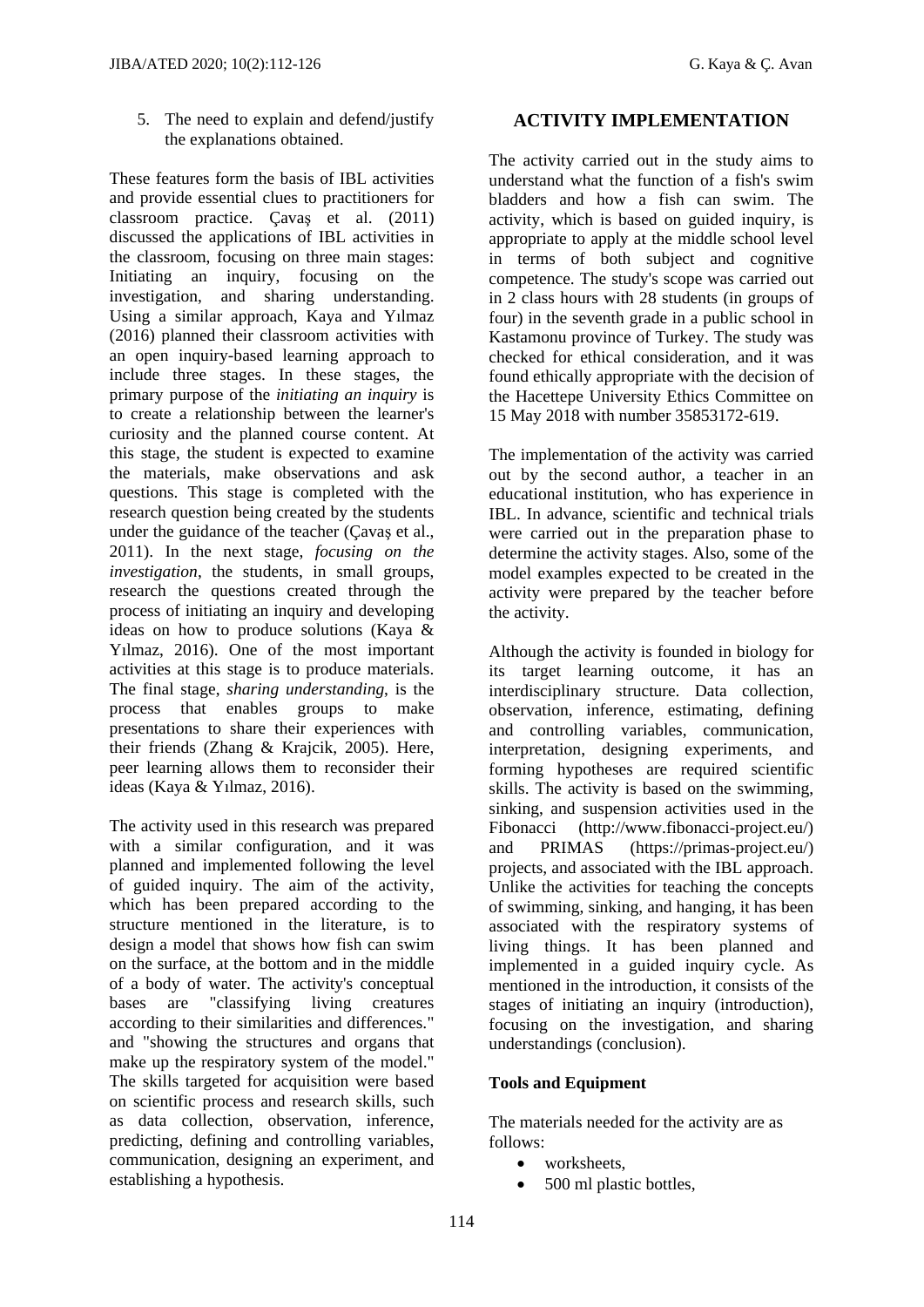5. The need to explain and defend/justify the explanations obtained.

These features form the basis of IBL activities and provide essential clues to practitioners for classroom practice. Çavaş et al. (2011) discussed the applications of IBL activities in the classroom, focusing on three main stages: Initiating an inquiry, focusing on the investigation, and sharing understanding. Using a similar approach, Kaya and Yılmaz (2016) planned their classroom activities with an open inquiry-based learning approach to include three stages. In these stages, the primary purpose of the *initiating an inquiry* is to create a relationship between the learner's curiosity and the planned course content. At this stage, the student is expected to examine the materials, make observations and ask questions. This stage is completed with the research question being created by the students under the guidance of the teacher (Çavaş et al., 2011). In the next stage, *focusing on the investigation*, the students, in small groups, research the questions created through the process of initiating an inquiry and developing ideas on how to produce solutions (Kaya & Yılmaz, 2016). One of the most important activities at this stage is to produce materials. The final stage, *sharing understanding*, is the process that enables groups to make presentations to share their experiences with their friends (Zhang & Krajcik, 2005). Here, peer learning allows them to reconsider their ideas (Kaya & Yılmaz, 2016).

The activity used in this research was prepared with a similar configuration, and it was planned and implemented following the level of guided inquiry. The aim of the activity, which has been prepared according to the structure mentioned in the literature, is to design a model that shows how fish can swim on the surface, at the bottom and in the middle of a body of water. The activity's conceptual bases are "classifying living creatures according to their similarities and differences." and "showing the structures and organs that make up the respiratory system of the model." The skills targeted for acquisition were based on scientific process and research skills, such as data collection, observation, inference, predicting, defining and controlling variables, communication, designing an experiment, and establishing a hypothesis.

## ACTIVITY IMPLEMENTATION

The activity carried out in the study aims to understand what the function of a fish's swim bladders and how a fish can swim. The activity, which is based on guided inquiry, is appropriate to apply at the middle school level in terms of both subject and cognitive competence. The study's scope was carried out in 2 class hours with 28 students (in groups of four) in the seventh grade in a public school in Kastamonu province of Turkey. The study was checked for ethical consideration, and it was found ethically appropriate with the decision of the Hacettepe University Ethics Committee on 15 May 2018 with number 35853172-619.

The implementation of the activity was carried out by the second author, a teacher in an educational institution, who has experience in IBL. In advance, scientific and technical trials were carried out in the preparation phase to determine the activity stages. Also, some of the model examples expected to be created in the activity were prepared by the teacher before the activity.

Although the activity is founded in biology for its target learning outcome, it has an interdisciplinary structure. Data collection, observation, inference, estimating, defining and controlling variables, communication, interpretation, designing experiments, and forming hypotheses are required scientific skills. The activity is based on the swimming, sinking, and suspension activities used in the Fibonacci (http://www.fibonacci-project.eu/) and PRIMAS (https://primas-project.eu/) projects, and associated with the IBL approach. Unlike the activities for teaching the concepts of swimming, sinking, and hanging, it has been associated with the respiratory systems of living things. It has been planned and implemented in a guided inquiry cycle. As mentioned in the introduction, it consists of the stages of initiating an inquiry (introduction), focusing on the investigation, and sharing understandings (conclusion).

### Tools and Equipment

The materials needed for the activity are as follows:

- worksheets,
- 500 ml plastic bottles,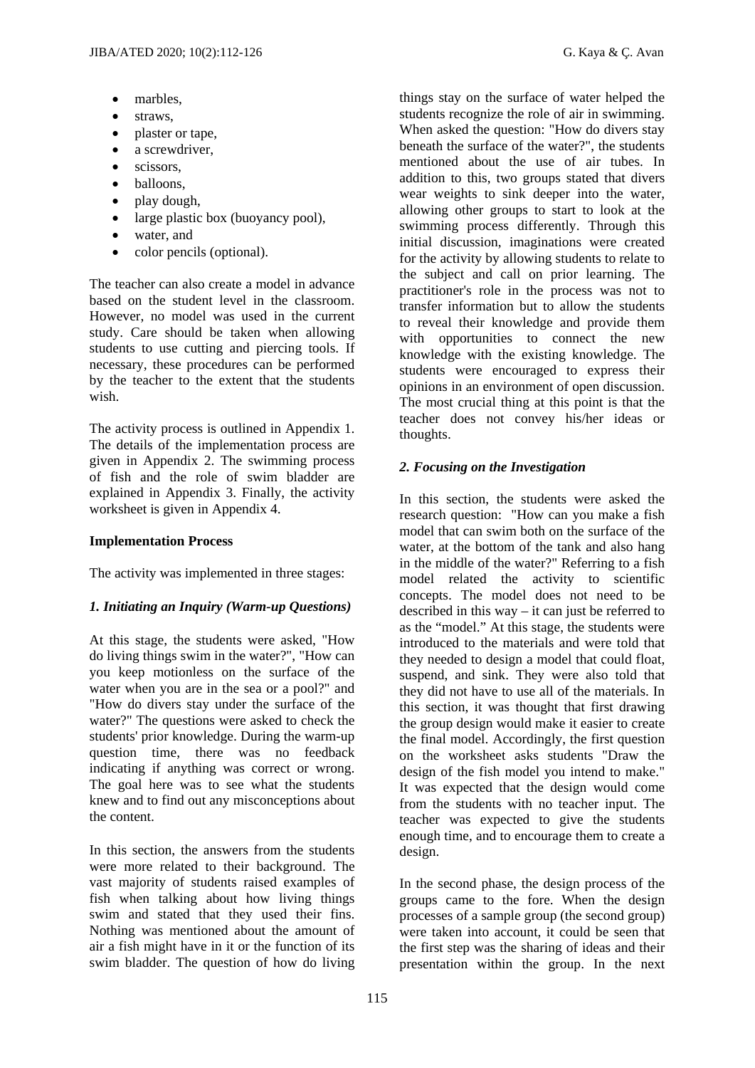- marbles,
- straws,
- plaster or tape,
- a screwdriver,
- scissors,
- balloons,
- play dough,
- large plastic box (buoyancy pool),
- water, and
- color pencils (optional).

The teacher can also create a model in advance based on the student level in the classroom. However, no model was used in the current study. Care should be taken when allowing students to use cutting and piercing tools. If necessary, these procedures can be performed by the teacher to the extent that the students wish.

The activity process is outlined in Appendix 1. The details of the implementation process are given in Appendix 2. The swimming process of fish and the role of swim bladder are explained in Appendix 3. Finally, the activity worksheet is given in Appendix 4.

**Implementation Process**

The activity was implemented in three stages:

***1. Initiating an Inquiry (Warm-up Questions)***

At this stage, the students were asked, "How do living things swim in the water?", "How can you keep motionless on the surface of the water when you are in the sea or a pool?" and "How do divers stay under the surface of the water?" The questions were asked to check the students' prior knowledge. During the warm-up question time, there was no feedback indicating if anything was correct or wrong. The goal here was to see what the students knew and to find out any misconceptions about the content.

In this section, the answers from the students were more related to their background. The vast majority of students raised examples of fish when talking about how living things swim and stated that they used their fins. Nothing was mentioned about the amount of air a fish might have in it or the function of its swim bladder. The question of how do living things stay on the surface of water helped the students recognize the role of air in swimming. When asked the question: "How do divers stay beneath the surface of the water?", the students mentioned about the use of air tubes. In addition to this, two groups stated that divers wear weights to sink deeper into the water, allowing other groups to start to look at the swimming process differently. Through this initial discussion, imaginations were created for the activity by allowing students to relate to the subject and call on prior learning. The practitioner's role in the process was not to transfer information but to allow the students to reveal their knowledge and provide them with opportunities to connect the new knowledge with the existing knowledge. The students were encouraged to express their opinions in an environment of open discussion. The most crucial thing at this point is that the teacher does not convey his/her ideas or thoughts.

***2. Focusing on the Investigation***

In this section, the students were asked the research question: "How can you make a fish model that can swim both on the surface of the water, at the bottom of the tank and also hang in the middle of the water?" Referring to a fish model related the activity to scientific concepts. The model does not need to be described in this way – it can just be referred to as the "model." At this stage, the students were introduced to the materials and were told that they needed to design a model that could float, suspend, and sink. They were also told that they did not have to use all of the materials. In this section, it was thought that first drawing the group design would make it easier to create the final model. Accordingly, the first question on the worksheet asks students "Draw the design of the fish model you intend to make." It was expected that the design would come from the students with no teacher input. The teacher was expected to give the students enough time, and to encourage them to create a design.

In the second phase, the design process of the groups came to the fore. When the design processes of a sample group (the second group) were taken into account, it could be seen that the first step was the sharing of ideas and their presentation within the group. In the next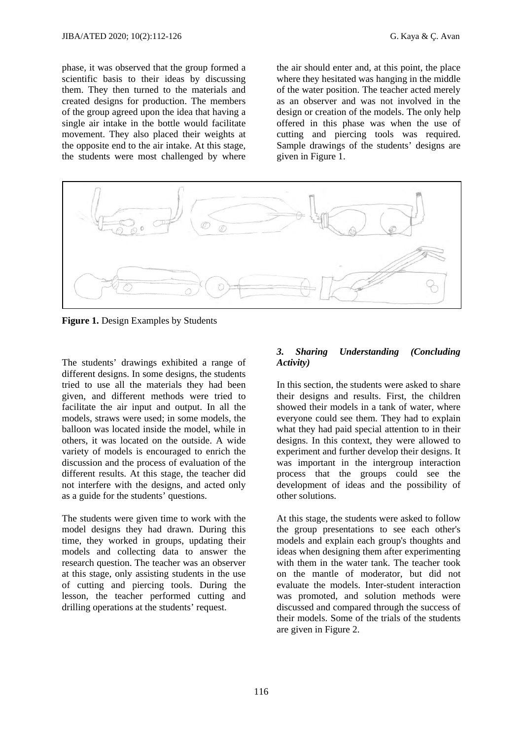phase, it was observed that the group formed a scientific basis to their ideas by discussing them. They then turned to the materials and created designs for production. The members of the group agreed upon the idea that having a single air intake in the bottle would facilitate movement. They also placed their weights at the opposite end to the air intake. At this stage, the students were most challenged by where the air should enter and, at this point, the place where they hesitated was hanging in the middle of the water position. The teacher acted merely as an observer and was not involved in the design or creation of the models. The only help offered in this phase was when the use of cutting and piercing tools was required. Sample drawings of the students' designs are given in Figure 1.

**Figure 1.** Design Examples by Students

The students' drawings exhibited a range of different designs. In some designs, the students tried to use all the materials they had been given, and different methods were tried to facilitate the air input and output. In all the models, straws were used; in some models, the balloon was located inside the model, while in others, it was located on the outside. A wide variety of models is encouraged to enrich the discussion and the process of evaluation of the different results. At this stage, the teacher did not interfere with the designs, and acted only as a guide for the students' questions.

The students were given time to work with the model designs they had drawn. During this time, they worked in groups, updating their models and collecting data to answer the research question. The teacher was an observer at this stage, only assisting students in the use of cutting and piercing tools. During the lesson, the teacher performed cutting and drilling operations at the students' request.

### *3. Sharing Understanding (Concluding Activity)*

In this section, the students were asked to share their designs and results. First, the children showed their models in a tank of water, where everyone could see them. They had to explain what they had paid special attention to in their designs. In this context, they were allowed to experiment and further develop their designs. It was important in the intergroup interaction process that the groups could see the development of ideas and the possibility of other solutions.

At this stage, the students were asked to follow the group presentations to see each other's models and explain each group's thoughts and ideas when designing them after experimenting with them in the water tank. The teacher took on the mantle of moderator, but did not evaluate the models. Inter-student interaction was promoted, and solution methods were discussed and compared through the success of their models. Some of the trials of the students are given in Figure 2.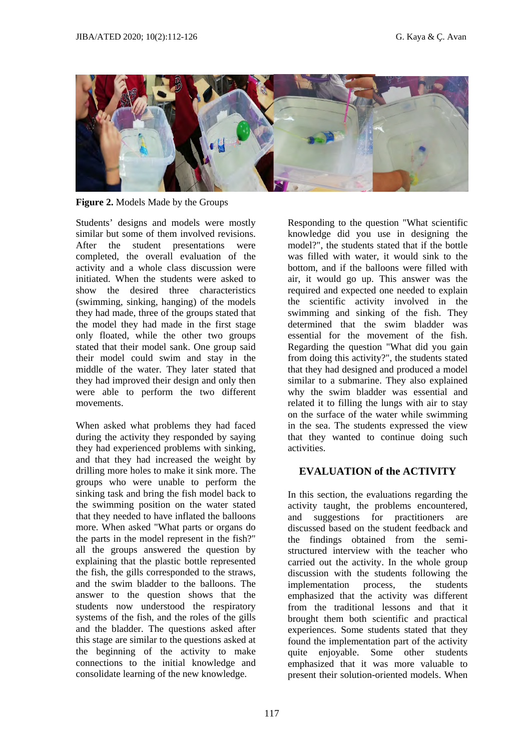**Figure 2.** Models Made by the Groups

Students' designs and models were mostly similar but some of them involved revisions. After the student presentations were completed, the overall evaluation of the activity and a whole class discussion were initiated. When the students were asked to show the desired three characteristics (swimming, sinking, hanging) of the models they had made, three of the groups stated that the model they had made in the first stage only floated, while the other two groups stated that their model sank. One group said their model could swim and stay in the middle of the water. They later stated that they had improved their design and only then were able to perform the two different movements.

When asked what problems they had faced during the activity they responded by saying they had experienced problems with sinking, and that they had increased the weight by drilling more holes to make it sink more. The groups who were unable to perform the sinking task and bring the fish model back to the swimming position on the water stated that they needed to have inflated the balloons more. When asked "What parts or organs do the parts in the model represent in the fish?" all the groups answered the question by explaining that the plastic bottle represented the fish, the gills corresponded to the straws, and the swim bladder to the balloons. The answer to the question shows that the students now understood the respiratory systems of the fish, and the roles of the gills and the bladder. The questions asked after this stage are similar to the questions asked at the beginning of the activity to make connections to the initial knowledge and consolidate learning of the new knowledge.

Responding to the question "What scientific knowledge did you use in designing the model?", the students stated that if the bottle was filled with water, it would sink to the bottom, and if the balloons were filled with air, it would go up. This answer was the required and expected one needed to explain the scientific activity involved in the swimming and sinking of the fish. They determined that the swim bladder was essential for the movement of the fish. Regarding the question "What did you gain from doing this activity?", the students stated that they had designed and produced a model similar to a submarine. They also explained why the swim bladder was essential and related it to filling the lungs with air to stay on the surface of the water while swimming in the sea. The students expressed the view that they wanted to continue doing such activities.

## EVALUATION of the ACTIVITY

In this section, the evaluations regarding the activity taught, the problems encountered, and suggestions for practitioners are discussed based on the student feedback and the findings obtained from the semi-structured interview with the teacher who carried out the activity. In the whole group discussion with the students following the implementation process, the students emphasized that the activity was different from the traditional lessons and that it brought them both scientific and practical experiences. Some students stated that they found the implementation part of the activity quite enjoyable. Some other students emphasized that it was more valuable to present their solution-oriented models. When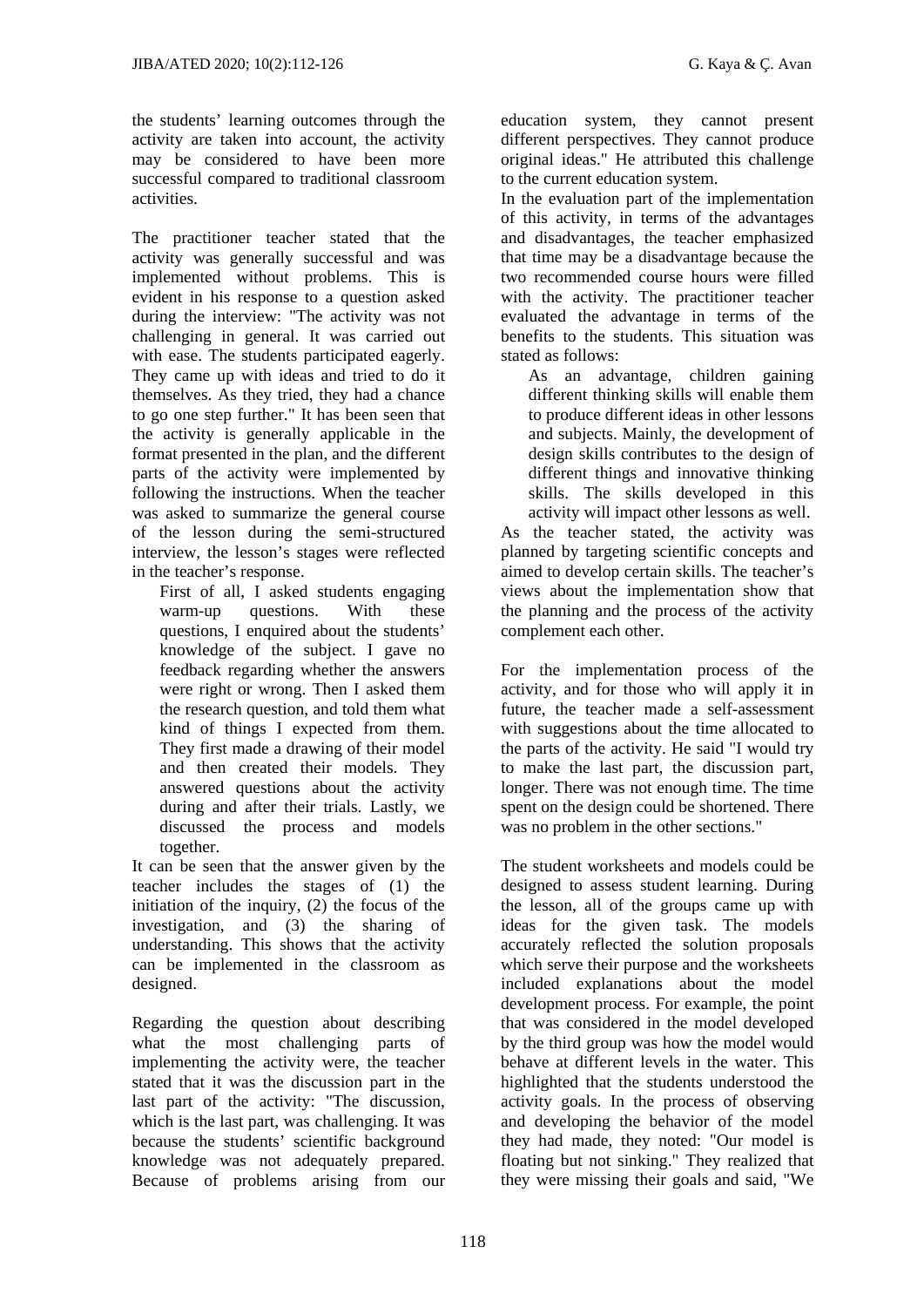the students' learning outcomes through the activity are taken into account, the activity may be considered to have been more successful compared to traditional classroom activities.

The practitioner teacher stated that the activity was generally successful and was implemented without problems. This is evident in his response to a question asked during the interview: "The activity was not challenging in general. It was carried out with ease. The students participated eagerly. They came up with ideas and tried to do it themselves. As they tried, they had a chance to go one step further." It has been seen that the activity is generally applicable in the format presented in the plan, and the different parts of the activity were implemented by following the instructions. When the teacher was asked to summarize the general course of the lesson during the semi-structured interview, the lesson's stages were reflected in the teacher's response.

> First of all, I asked students engaging warm-up questions. With these questions, I enquired about the students' knowledge of the subject. I gave no feedback regarding whether the answers were right or wrong. Then I asked them the research question, and told them what kind of things I expected from them. They first made a drawing of their model and then created their models. They answered questions about the activity during and after their trials. Lastly, we discussed the process and models together.

It can be seen that the answer given by the teacher includes the stages of (1) the initiation of the inquiry, (2) the focus of the investigation, and (3) the sharing of understanding. This shows that the activity can be implemented in the classroom as designed.

Regarding the question about describing what the most challenging parts of implementing the activity were, the teacher stated that it was the discussion part in the last part of the activity: "The discussion, which is the last part, was challenging. It was because the students' scientific background knowledge was not adequately prepared. Because of problems arising from our education system, they cannot present different perspectives. They cannot produce original ideas." He attributed this challenge to the current education system.

In the evaluation part of the implementation of this activity, in terms of the advantages and disadvantages, the teacher emphasized that time may be a disadvantage because the two recommended course hours were filled with the activity. The practitioner teacher evaluated the advantage in terms of the benefits to the students. This situation was stated as follows:

> As an advantage, children gaining different thinking skills will enable them to produce different ideas in other lessons and subjects. Mainly, the development of design skills contributes to the design of different things and innovative thinking skills. The skills developed in this activity will impact other lessons as well.

As the teacher stated, the activity was planned by targeting scientific concepts and aimed to develop certain skills. The teacher's views about the implementation show that the planning and the process of the activity complement each other.

For the implementation process of the activity, and for those who will apply it in future, the teacher made a self-assessment with suggestions about the time allocated to the parts of the activity. He said "I would try to make the last part, the discussion part, longer. There was not enough time. The time spent on the design could be shortened. There was no problem in the other sections."

The student worksheets and models could be designed to assess student learning. During the lesson, all of the groups came up with ideas for the given task. The models accurately reflected the solution proposals which serve their purpose and the worksheets included explanations about the model development process. For example, the point that was considered in the model developed by the third group was how the model would behave at different levels in the water. This highlighted that the students understood the activity goals. In the process of observing and developing the behavior of the model they had made, they noted: "Our model is floating but not sinking." They realized that they were missing their goals and said, "We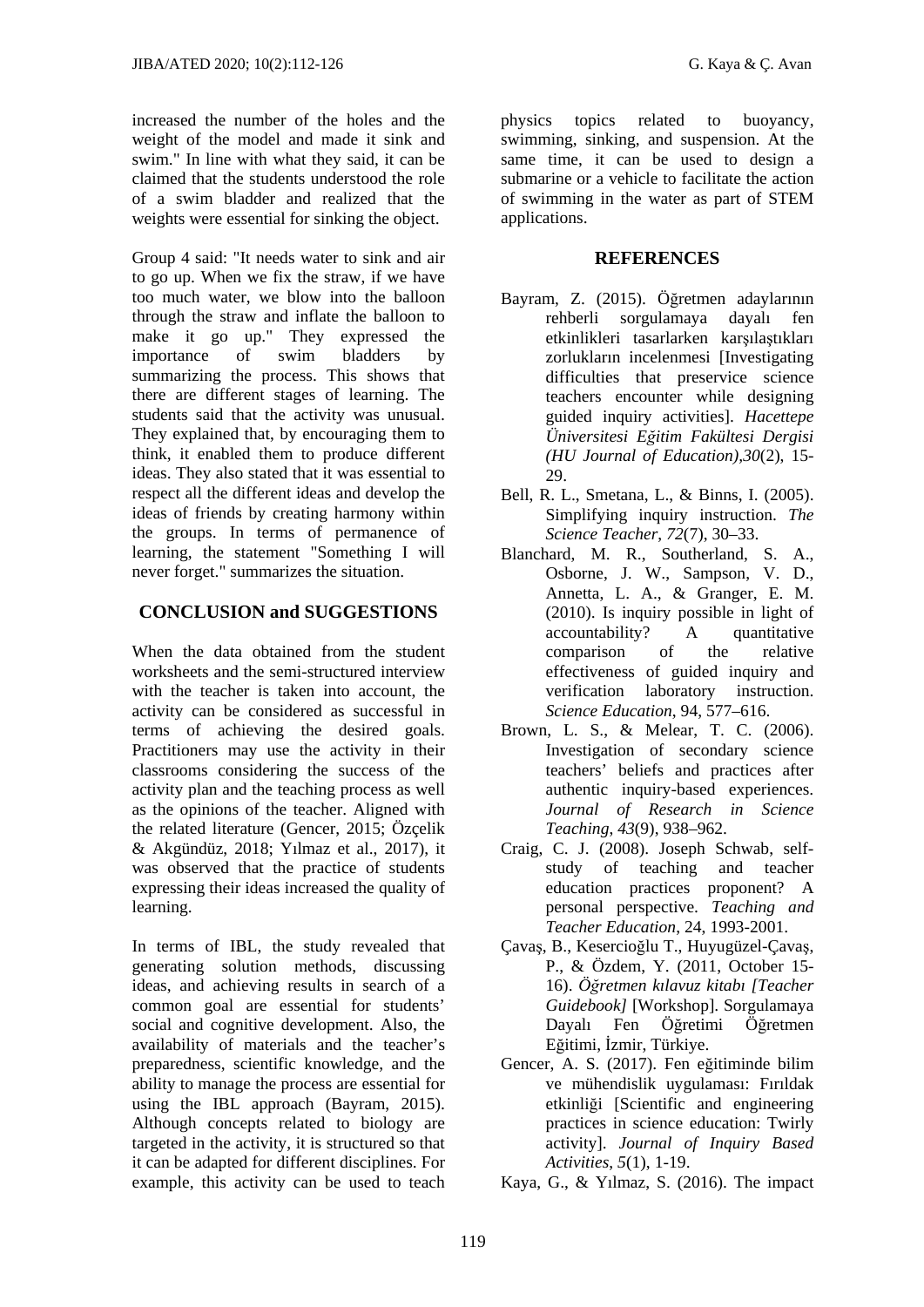increased the number of the holes and the weight of the model and made it sink and swim." In line with what they said, it can be claimed that the students understood the role of a swim bladder and realized that the weights were essential for sinking the object.

Group 4 said: "It needs water to sink and air to go up. When we fix the straw, if we have too much water, we blow into the balloon through the straw and inflate the balloon to make it go up." They expressed the importance of swim bladders by summarizing the process. This shows that there are different stages of learning. The students said that the activity was unusual. They explained that, by encouraging them to think, it enabled them to produce different ideas. They also stated that it was essential to respect all the different ideas and develop the ideas of friends by creating harmony within the groups. In terms of permanence of learning, the statement "Something I will never forget." summarizes the situation.

## CONCLUSION and SUGGESTIONS

When the data obtained from the student worksheets and the semi-structured interview with the teacher is taken into account, the activity can be considered as successful in terms of achieving the desired goals. Practitioners may use the activity in their classrooms considering the success of the activity plan and the teaching process as well as the opinions of the teacher. Aligned with the related literature (Gencer, 2015; Özçelik & Akgündüz, 2018; Yılmaz et al., 2017), it was observed that the practice of students expressing their ideas increased the quality of learning.

In terms of IBL, the study revealed that generating solution methods, discussing ideas, and achieving results in search of a common goal are essential for students' social and cognitive development. Also, the availability of materials and the teacher's preparedness, scientific knowledge, and the ability to manage the process are essential for using the IBL approach (Bayram, 2015). Although concepts related to biology are targeted in the activity, it is structured so that it can be adapted for different disciplines. For example, this activity can be used to teach physics topics related to buoyancy, swimming, sinking, and suspension. At the same time, it can be used to design a submarine or a vehicle to facilitate the action of swimming in the water as part of STEM applications.

## REFERENCES

Bayram, Z. (2015). Öğretmen adaylarının rehberli sorgulamaya dayalı fen etkinlikleri tasarlarken karşılaştıkları zorlukların incelenmesi [Investigating difficulties that preservice science teachers encounter while designing guided inquiry activities]. *Hacettepe Üniversitesi Eğitim Fakültesi Dergisi (HU Journal of Education)*,*30*(2), 15-29.

Bell, R. L., Smetana, L., & Binns, I. (2005). Simplifying inquiry instruction. *The Science Teacher*, *72*(7), 30–33.

Blanchard, M. R., Southerland, S. A., Osborne, J. W., Sampson, V. D., Annetta, L. A., & Granger, E. M. (2010). Is inquiry possible in light of accountability? A quantitative comparison of the relative effectiveness of guided inquiry and verification laboratory instruction. *Science Education*, 94, 577–616.

Brown, L. S., & Melear, T. C. (2006). Investigation of secondary science teachers' beliefs and practices after authentic inquiry-based experiences. *Journal of Research in Science Teaching*, *43*(9), 938–962.

Craig, C. J. (2008). Joseph Schwab, self-study of teaching and teacher education practices proponent? A personal perspective. *Teaching and Teacher Education*, 24, 1993-2001.

Çavaş, B., Kesercioğlu T., Huyugüzel-Çavaş, P., & Özdem, Y. (2011, October 15-16). *Öğretmen kılavuz kitabı [Teacher Guidebook]* [Workshop]. Sorgulamaya Dayalı Fen Öğretimi Öğretmen Eğitimi, İzmir, Türkiye.

Gencer, A. S. (2017). Fen eğitiminde bilim ve mühendislik uygulaması: Fırıldak etkinliği [Scientific and engineering practices in science education: Twirly activity]. *Journal of Inquiry Based Activities*, *5*(1), 1-19.

Kaya, G., & Yılmaz, S. (2016). The impact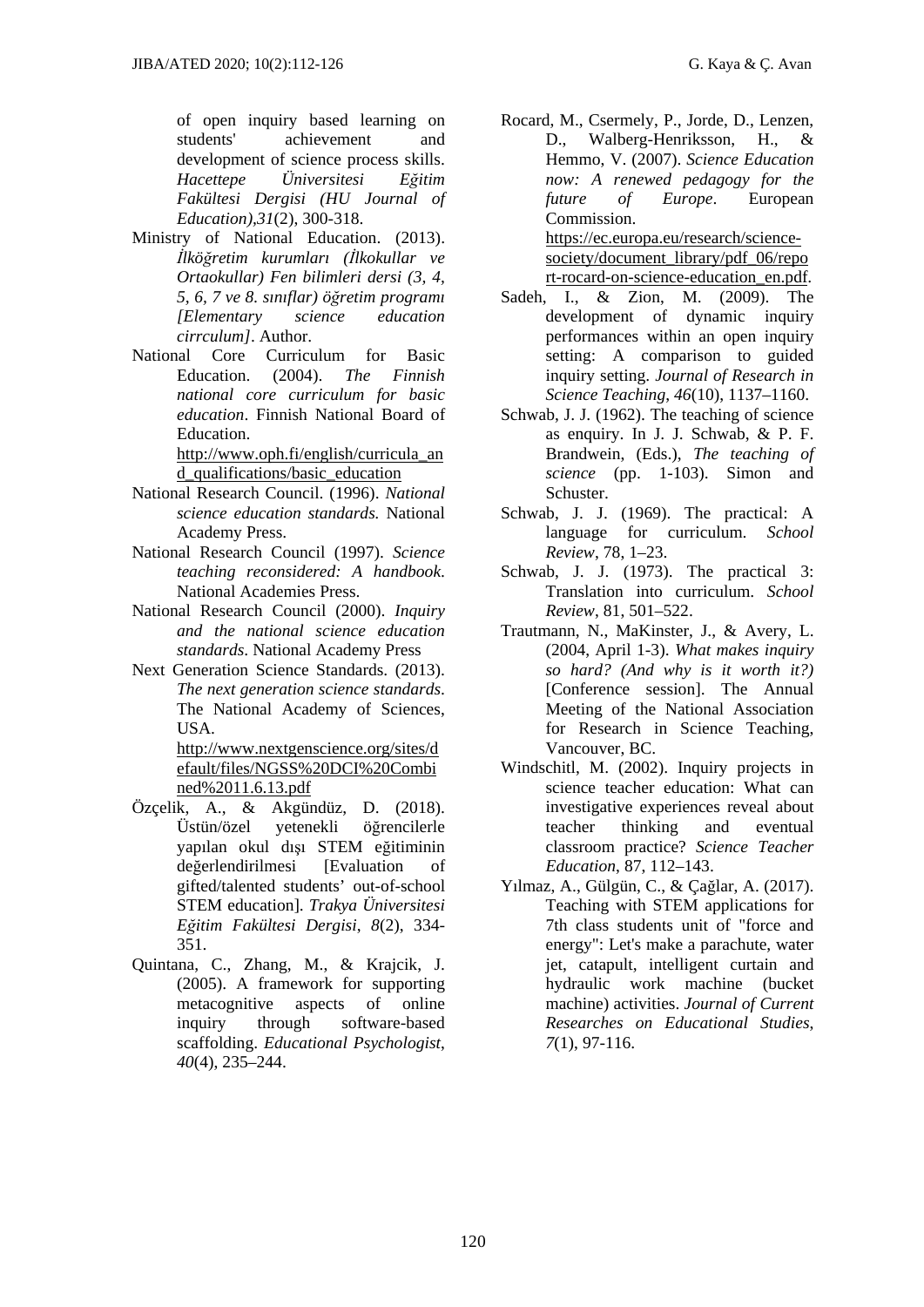of open inquiry based learning on students' achievement and development of science process skills. *Hacettepe Üniversitesi Eğitim Fakültesi Dergisi (HU Journal of Education)*,*31*(2), 300-318.

Ministry of National Education. (2013). *İlköğretim kurumları (İlkokullar ve Ortaokullar) Fen bilimleri dersi (3, 4, 5, 6, 7 ve 8. sınıflar) öğretim programı [Elementary science education cirrculum]*. Author.

National Core Curriculum for Basic Education. (2004). *The Finnish national core curriculum for basic education*. Finnish National Board of Education. http://www.oph.fi/english/curricula_and_qualifications/basic_education

National Research Council. (1996). *National science education standards.* National Academy Press.

National Research Council (1997). *Science teaching reconsidered: A handbook*. National Academies Press.

National Research Council (2000). *Inquiry and the national science education standards*. National Academy Press

Next Generation Science Standards. (2013). *The next generation science standards*. The National Academy of Sciences, USA. http://www.nextgenscience.org/sites/default/files/NGSS%20DCI%20Combined%2011.6.13.pdf

Özçelik, A., & Akgündüz, D. (2018). Üstün/özel yetenekli öğrencilerle yapılan okul dışı STEM eğitiminin değerlendirilmesi [Evaluation of gifted/talented students' out-of-school STEM education]. *Trakya Üniversitesi Eğitim Fakültesi Dergisi*, *8*(2), 334-351.

Quintana, C., Zhang, M., & Krajcik, J. (2005). A framework for supporting metacognitive aspects of online inquiry through software-based scaffolding. *Educational Psychologist*, *40*(4), 235–244.

Rocard, M., Csermely, P., Jorde, D., Lenzen, D., Walberg-Henriksson, H., & Hemmo, V. (2007). *Science Education now: A renewed pedagogy for the future of Europe*. European Commission. https://ec.europa.eu/research/science-society/document_library/pdf_06/report-rocard-on-science-education_en.pdf.

Sadeh, I., & Zion, M. (2009). The development of dynamic inquiry performances within an open inquiry setting: A comparison to guided inquiry setting. *Journal of Research in Science Teaching*, *46*(10), 1137–1160.

Schwab, J. J. (1962). The teaching of science as enquiry. In J. J. Schwab, & P. F. Brandwein, (Eds.), *The teaching of science* (pp. 1-103). Simon and Schuster.

Schwab, J. J. (1969). The practical: A language for curriculum. *School Review*, 78, 1–23.

Schwab, J. J. (1973). The practical 3: Translation into curriculum. *School Review*, 81, 501–522.

Trautmann, N., MaKinster, J., & Avery, L. (2004, April 1-3). *What makes inquiry so hard? (And why is it worth it?)* [Conference session]. The Annual Meeting of the National Association for Research in Science Teaching, Vancouver, BC.

Windschitl, M. (2002). Inquiry projects in science teacher education: What can investigative experiences reveal about teacher thinking and eventual classroom practice? *Science Teacher Education*, 87, 112–143.

Yılmaz, A., Gülgün, C., & Çağlar, A. (2017). Teaching with STEM applications for 7th class students unit of "force and energy": Let's make a parachute, water jet, catapult, intelligent curtain and hydraulic work machine (bucket machine) activities. *Journal of Current Researches on Educational Studies*, *7*(1), 97-116.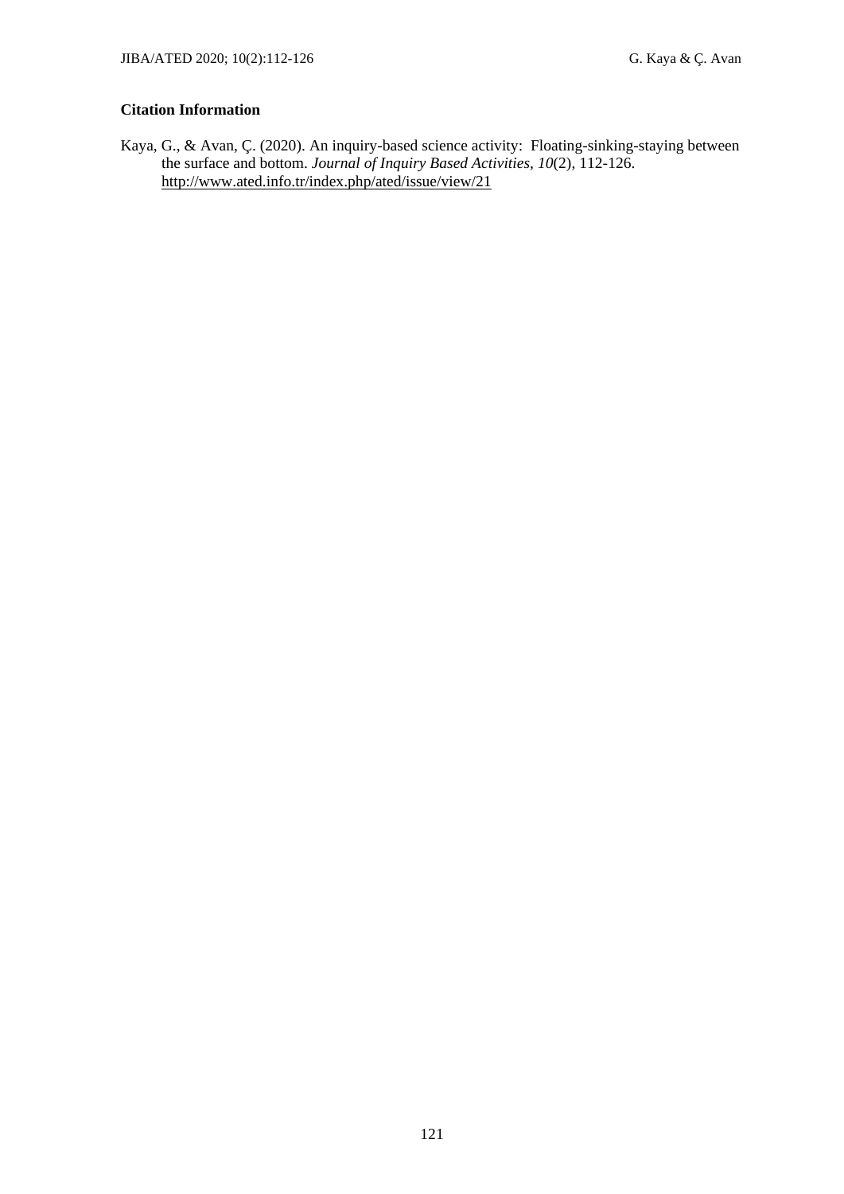**Citation Information**

Kaya, G., & Avan, Ç. (2020). An inquiry-based science activity: Floating-sinking-staying between the surface and bottom. *Journal of Inquiry Based Activities, 10*(2), 112-126. http://www.ated.info.tr/index.php/ated/issue/view/21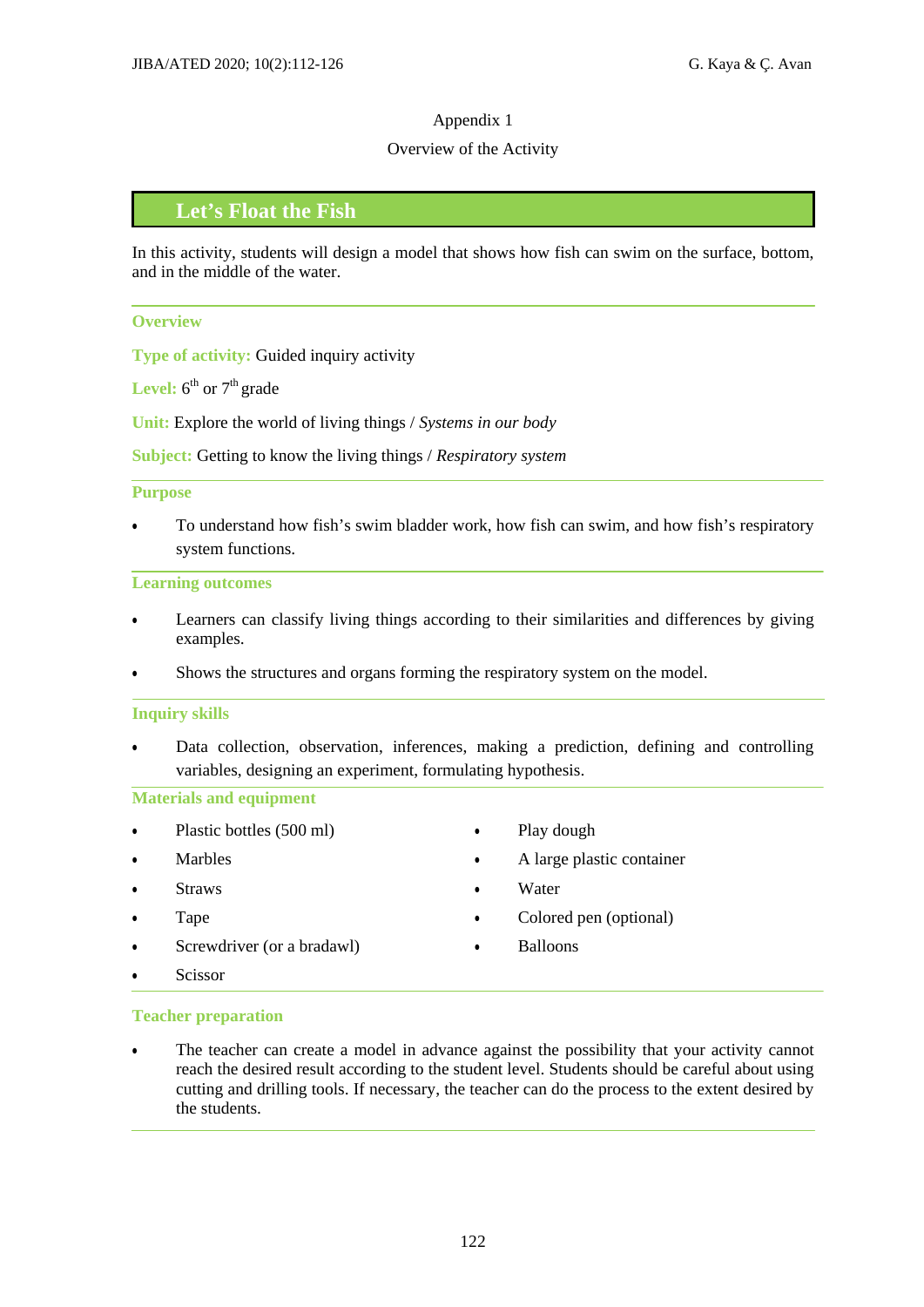Appendix 1

Overview of the Activity

## Let's Float the Fish

In this activity, students will design a model that shows how fish can swim on the surface, bottom, and in the middle of the water.

### Overview

**Type of activity:** Guided inquiry activity

**Level:** 6th or 7th grade

**Unit:** Explore the world of living things / *Systems in our body*

**Subject:** Getting to know the living things / *Respiratory system*

### Purpose

- To understand how fish's swim bladder work, how fish can swim, and how fish's respiratory system functions.

### Learning outcomes

- Learners can classify living things according to their similarities and differences by giving examples.
- Shows the structures and organs forming the respiratory system on the model.

### Inquiry skills

- Data collection, observation, inferences, making a prediction, defining and controlling variables, designing an experiment, formulating hypothesis.

### Materials and equipment

- Plastic bottles (500 ml)
- Marbles
- Straws
- Tape
- Screwdriver (or a bradawl)
- Scissor
- Play dough
- A large plastic container
- Water
- Colored pen (optional)
- Balloons

### Teacher preparation

- The teacher can create a model in advance against the possibility that your activity cannot reach the desired result according to the student level. Students should be careful about using cutting and drilling tools. If necessary, the teacher can do the process to the extent desired by the students.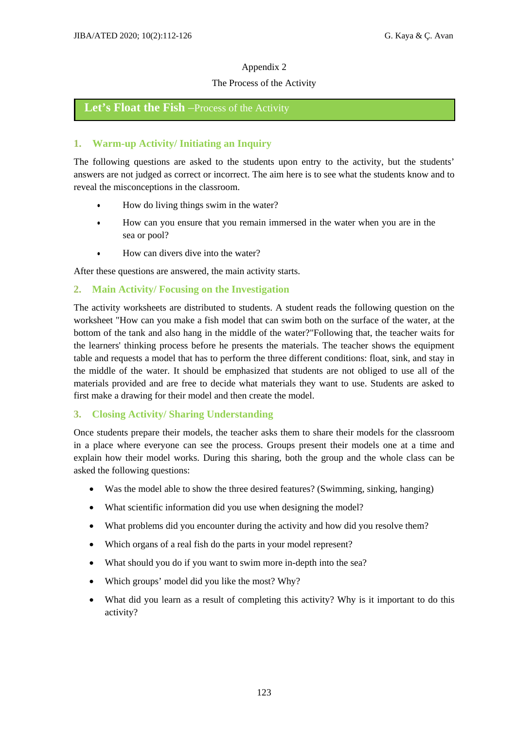Appendix 2

The Process of the Activity

## Let's Float the Fish –Process of the Activity

### 1. Warm-up Activity/ Initiating an Inquiry

The following questions are asked to the students upon entry to the activity, but the students' answers are not judged as correct or incorrect. The aim here is to see what the students know and to reveal the misconceptions in the classroom.

- How do living things swim in the water?
- How can you ensure that you remain immersed in the water when you are in the sea or pool?
- How can divers dive into the water?

After these questions are answered, the main activity starts.

### 2. Main Activity/ Focusing on the Investigation

The activity worksheets are distributed to students. A student reads the following question on the worksheet "How can you make a fish model that can swim both on the surface of the water, at the bottom of the tank and also hang in the middle of the water?"Following that, the teacher waits for the learners' thinking process before he presents the materials. The teacher shows the equipment table and requests a model that has to perform the three different conditions: float, sink, and stay in the middle of the water. It should be emphasized that students are not obliged to use all of the materials provided and are free to decide what materials they want to use. Students are asked to first make a drawing for their model and then create the model.

### 3. Closing Activity/ Sharing Understanding

Once students prepare their models, the teacher asks them to share their models for the classroom in a place where everyone can see the process. Groups present their models one at a time and explain how their model works. During this sharing, both the group and the whole class can be asked the following questions:

- Was the model able to show the three desired features? (Swimming, sinking, hanging)
- What scientific information did you use when designing the model?
- What problems did you encounter during the activity and how did you resolve them?
- Which organs of a real fish do the parts in your model represent?
- What should you do if you want to swim more in-depth into the sea?
- Which groups' model did you like the most? Why?
- What did you learn as a result of completing this activity? Why is it important to do this activity?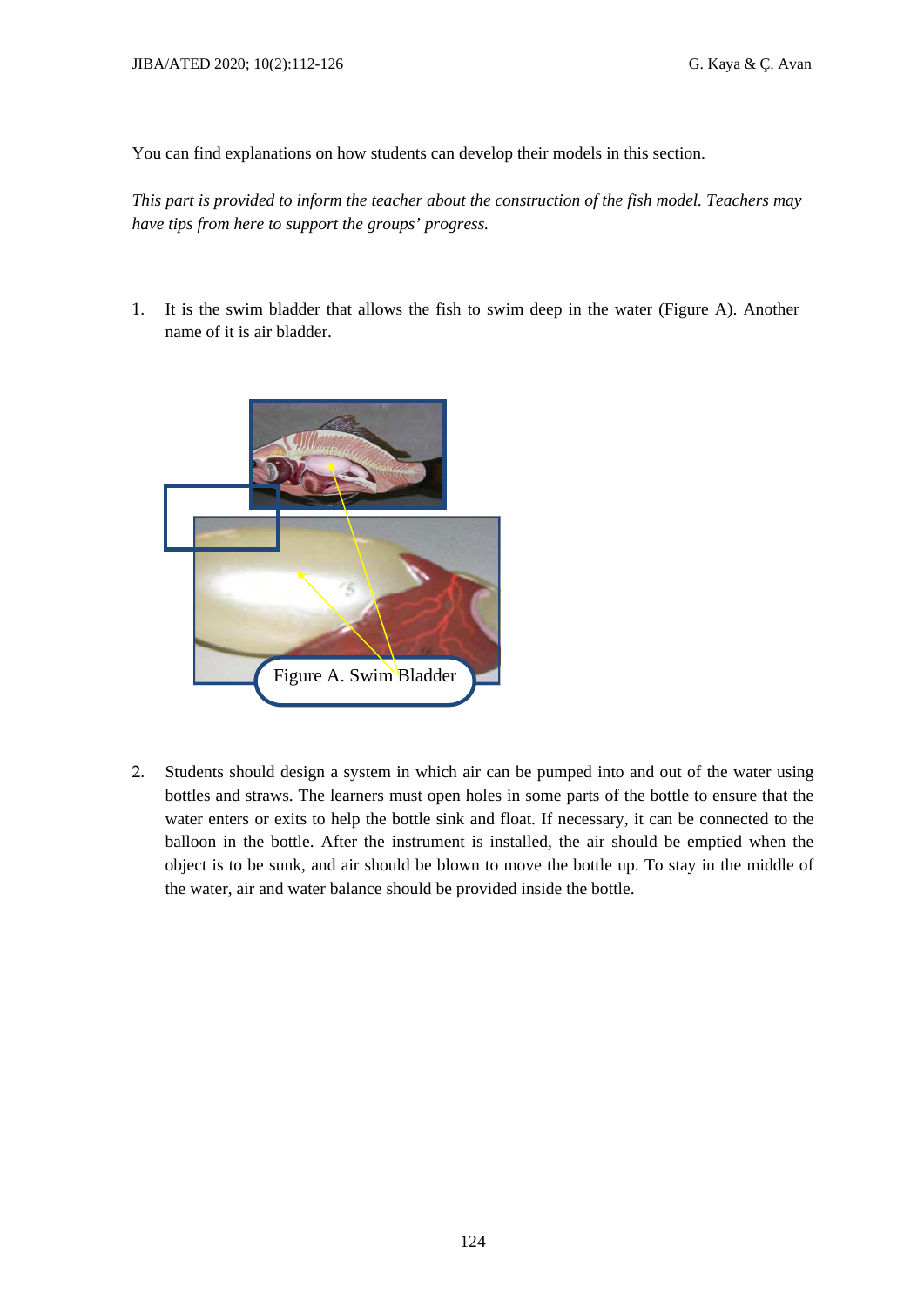You can find explanations on how students can develop their models in this section.

*This part is provided to inform the teacher about the construction of the fish model. Teachers may have tips from here to support the groups' progress.*

1. It is the swim bladder that allows the fish to swim deep in the water (Figure A). Another name of it is air bladder.

Figure A. Swim Bladder

2. Students should design a system in which air can be pumped into and out of the water using bottles and straws. The learners must open holes in some parts of the bottle to ensure that the water enters or exits to help the bottle sink and float. If necessary, it can be connected to the balloon in the bottle. After the instrument is installed, the air should be emptied when the object is to be sunk, and air should be blown to move the bottle up. To stay in the middle of the water, air and water balance should be provided inside the bottle.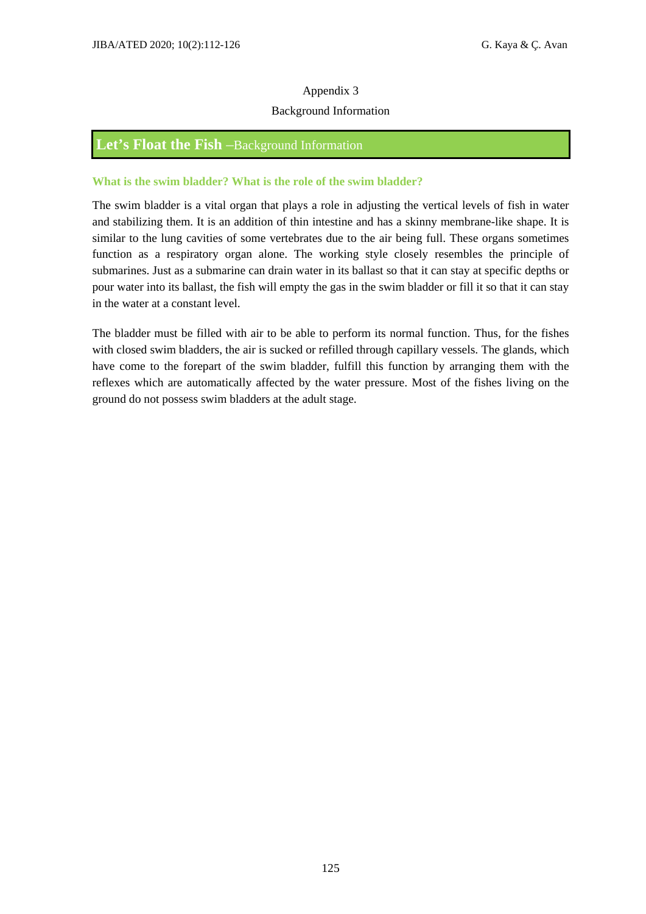Appendix 3

Background Information

## **Let's Float the Fish** –Background Information

### What is the swim bladder? What is the role of the swim bladder?

The swim bladder is a vital organ that plays a role in adjusting the vertical levels of fish in water and stabilizing them. It is an addition of thin intestine and has a skinny membrane-like shape. It is similar to the lung cavities of some vertebrates due to the air being full. These organs sometimes function as a respiratory organ alone. The working style closely resembles the principle of submarines. Just as a submarine can drain water in its ballast so that it can stay at specific depths or pour water into its ballast, the fish will empty the gas in the swim bladder or fill it so that it can stay in the water at a constant level.

The bladder must be filled with air to be able to perform its normal function. Thus, for the fishes with closed swim bladders, the air is sucked or refilled through capillary vessels. The glands, which have come to the forepart of the swim bladder, fulfill this function by arranging them with the reflexes which are automatically affected by the water pressure. Most of the fishes living on the ground do not possess swim bladders at the adult stage.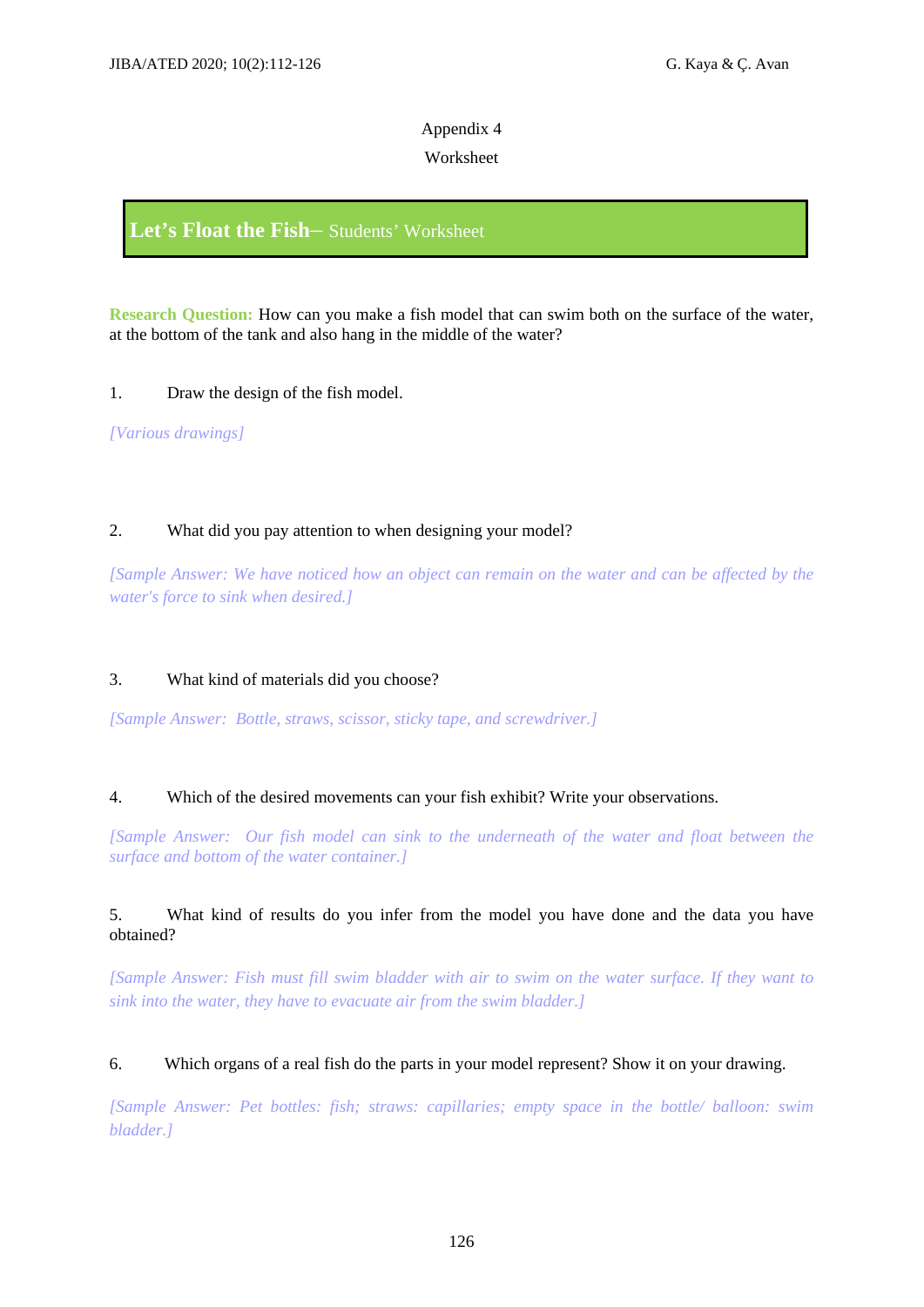# Appendix 4

## Worksheet

**Let's Float the Fish**– Students' Worksheet

**Research Question:** How can you make a fish model that can swim both on the surface of the water, at the bottom of the tank and also hang in the middle of the water?

1. Draw the design of the fish model.

*[Various drawings]*

2. What did you pay attention to when designing your model?

*[Sample Answer: We have noticed how an object can remain on the water and can be affected by the water's force to sink when desired.]*

3. What kind of materials did you choose?

*[Sample Answer: Bottle, straws, scissor, sticky tape, and screwdriver.]*

4. Which of the desired movements can your fish exhibit? Write your observations.

*[Sample Answer: Our fish model can sink to the underneath of the water and float between the surface and bottom of the water container.]*

5. What kind of results do you infer from the model you have done and the data you have obtained?

*[Sample Answer: Fish must fill swim bladder with air to swim on the water surface. If they want to sink into the water, they have to evacuate air from the swim bladder.]*

6. Which organs of a real fish do the parts in your model represent? Show it on your drawing.

*[Sample Answer: Pet bottles: fish; straws: capillaries; empty space in the bottle/ balloon: swim bladder.]*